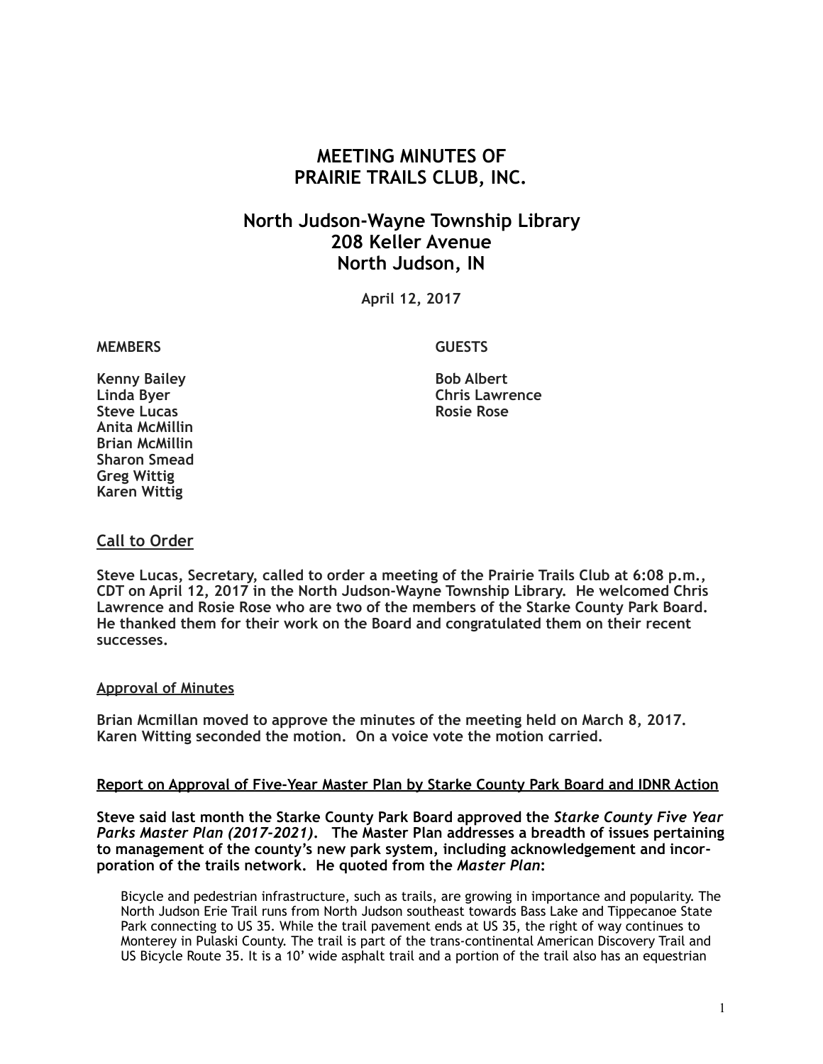# MEETING MINUTES OF PRAIRIE TRAILS CLUB, INC.

## North Judson-Wayne Township Library
## 208 Keller Avenue
## North Judson, IN

**April 12, 2017**

| MEMBERS | GUESTS |
| --- | --- |
| Kenny Bailey | Bob Albert |
| Linda Byer | Chris Lawrence |
| Steve Lucas | Rosie Rose |
| Anita McMillin | |
| Brian McMillin | |
| Sharon Smead | |
| Greg Wittig | |
| Karen Wittig | |

### Call to Order

**Steve Lucas, Secretary, called to order a meeting of the Prairie Trails Club at 6:08 p.m., CDT on April 12, 2017 in the North Judson-Wayne Township Library. He welcomed Chris Lawrence and Rosie Rose who are two of the members of the Starke County Park Board. He thanked them for their work on the Board and congratulated them on their recent successes.**

### Approval of Minutes

**Brian Mcmillan moved to approve the minutes of the meeting held on March 8, 2017. Karen Witting seconded the motion. On a voice vote the motion carried.**

### Report on Approval of Five-Year Master Plan by Starke County Park Board and IDNR Action

**Steve said last month the Starke County Park Board approved the *Starke County Five Year Parks Master Plan (2017-2021)*. The Master Plan addresses a breadth of issues pertaining to management of the county's new park system, including acknowledgement and incorporation of the trails network. He quoted from the *Master Plan*:**

> Bicycle and pedestrian infrastructure, such as trails, are growing in importance and popularity. The North Judson Erie Trail runs from North Judson southeast towards Bass Lake and Tippecanoe State Park connecting to US 35. While the trail pavement ends at US 35, the right of way continues to Monterey in Pulaski County. The trail is part of the trans-continental American Discovery Trail and US Bicycle Route 35. It is a 10' wide asphalt trail and a portion of the trail also has an equestrian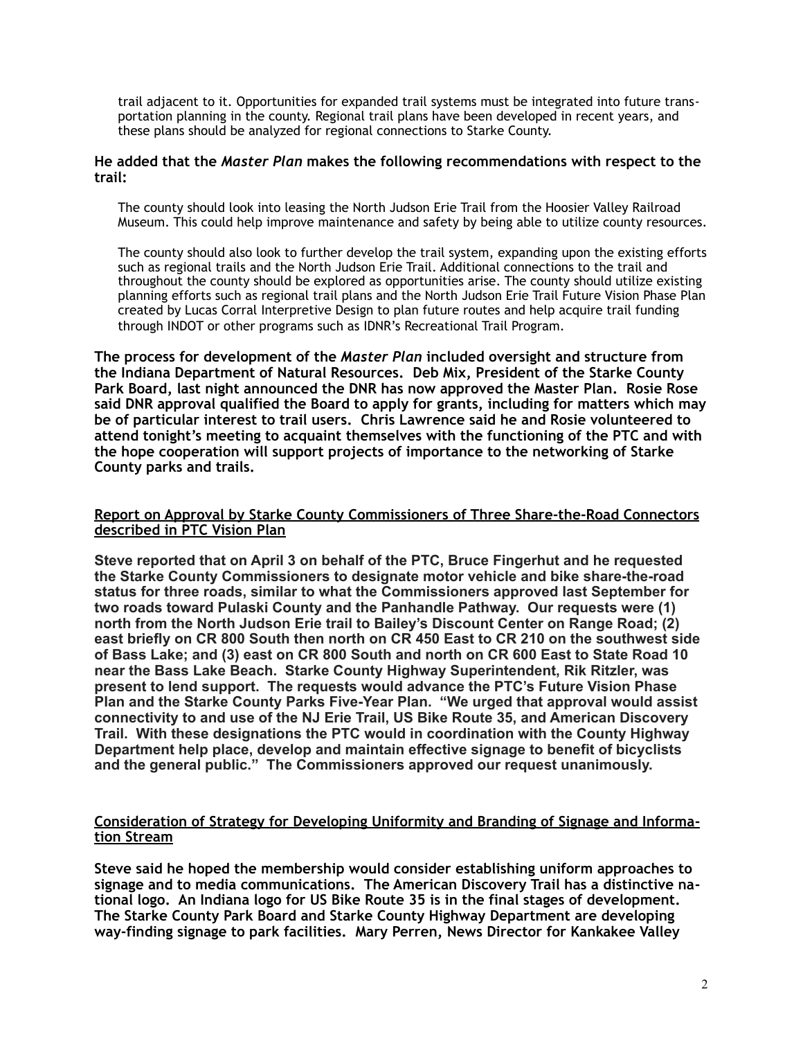trail adjacent to it. Opportunities for expanded trail systems must be integrated into future transportation planning in the county. Regional trail plans have been developed in recent years, and these plans should be analyzed for regional connections to Starke County.

**He added that the *Master Plan* makes the following recommendations with respect to the trail:**

> The county should look into leasing the North Judson Erie Trail from the Hoosier Valley Railroad Museum. This could help improve maintenance and safety by being able to utilize county resources.
>
> The county should also look to further develop the trail system, expanding upon the existing efforts such as regional trails and the North Judson Erie Trail. Additional connections to the trail and throughout the county should be explored as opportunities arise. The county should utilize existing planning efforts such as regional trail plans and the North Judson Erie Trail Future Vision Phase Plan created by Lucas Corral Interpretive Design to plan future routes and help acquire trail funding through INDOT or other programs such as IDNR's Recreational Trail Program.

**The process for development of the *Master Plan* included oversight and structure from the Indiana Department of Natural Resources. Deb Mix, President of the Starke County Park Board, last night announced the DNR has now approved the Master Plan. Rosie Rose said DNR approval qualified the Board to apply for grants, including for matters which may be of particular interest to trail users. Chris Lawrence said he and Rosie volunteered to attend tonight's meeting to acquaint themselves with the functioning of the PTC and with the hope cooperation will support projects of importance to the networking of Starke County parks and trails.**

## Report on Approval by Starke County Commissioners of Three Share-the-Road Connectors described in PTC Vision Plan

**Steve reported that on April 3 on behalf of the PTC, Bruce Fingerhut and he requested the Starke County Commissioners to designate motor vehicle and bike share-the-road status for three roads, similar to what the Commissioners approved last September for two roads toward Pulaski County and the Panhandle Pathway. Our requests were (1) north from the North Judson Erie trail to Bailey's Discount Center on Range Road; (2) east briefly on CR 800 South then north on CR 450 East to CR 210 on the southwest side of Bass Lake; and (3) east on CR 800 South and north on CR 600 East to State Road 10 near the Bass Lake Beach. Starke County Highway Superintendent, Rik Ritzler, was present to lend support. The requests would advance the PTC's Future Vision Phase Plan and the Starke County Parks Five-Year Plan. "We urged that approval would assist connectivity to and use of the NJ Erie Trail, US Bike Route 35, and American Discovery Trail. With these designations the PTC would in coordination with the County Highway Department help place, develop and maintain effective signage to benefit of bicyclists and the general public." The Commissioners approved our request unanimously.**

## Consideration of Strategy for Developing Uniformity and Branding of Signage and Information Stream

**Steve said he hoped the membership would consider establishing uniform approaches to signage and to media communications. The American Discovery Trail has a distinctive national logo. An Indiana logo for US Bike Route 35 is in the final stages of development. The Starke County Park Board and Starke County Highway Department are developing way-finding signage to park facilities. Mary Perren, News Director for Kankakee Valley**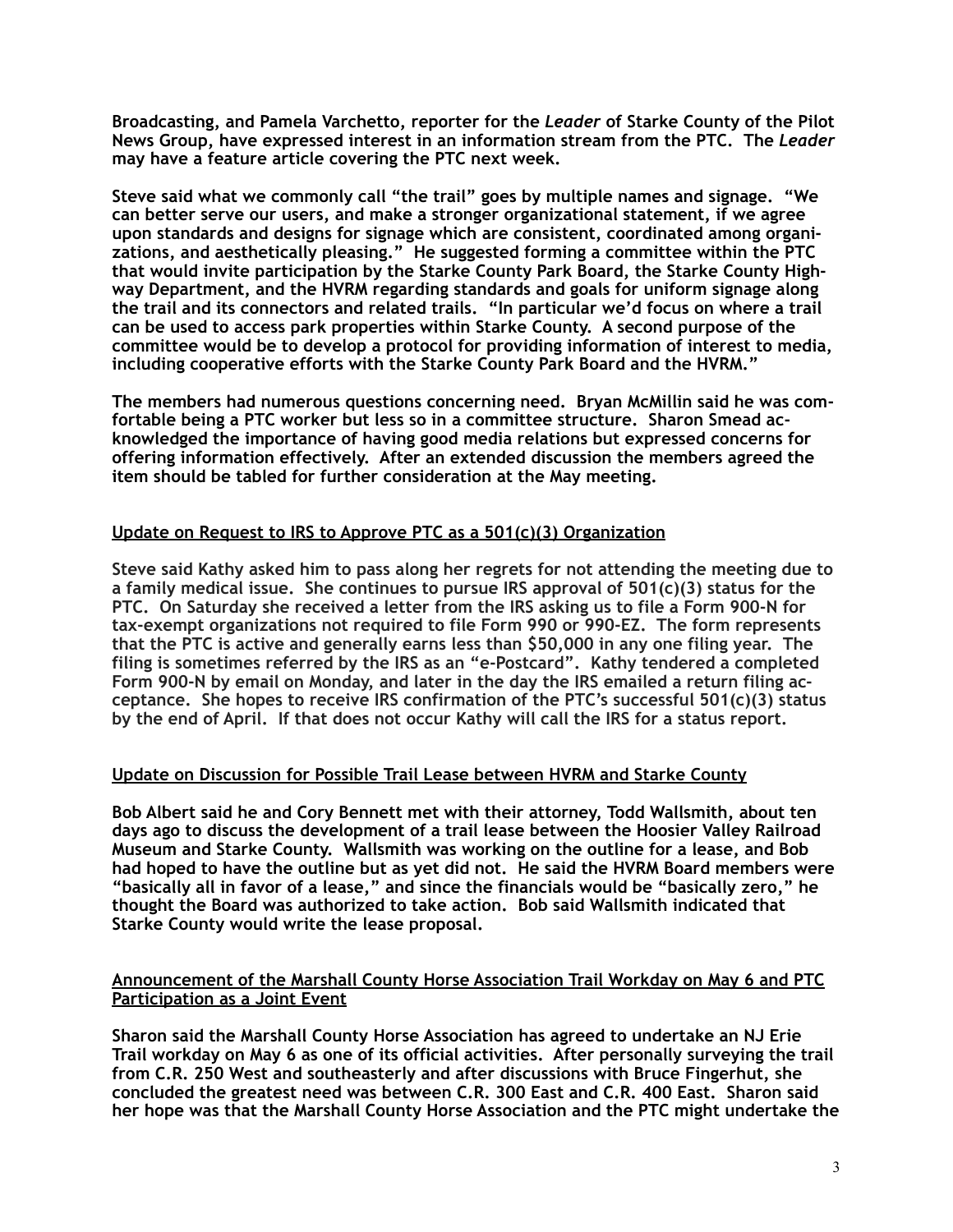**Broadcasting, and Pamela Varchetto, reporter for the *Leader* of Starke County of the Pilot News Group, have expressed interest in an information stream from the PTC. The *Leader* may have a feature article covering the PTC next week.**

**Steve said what we commonly call "the trail" goes by multiple names and signage. "We can better serve our users, and make a stronger organizational statement, if we agree upon standards and designs for signage which are consistent, coordinated among organizations, and aesthetically pleasing." He suggested forming a committee within the PTC that would invite participation by the Starke County Park Board, the Starke County Highway Department, and the HVRM regarding standards and goals for uniform signage along the trail and its connectors and related trails. "In particular we'd focus on where a trail can be used to access park properties within Starke County. A second purpose of the committee would be to develop a protocol for providing information of interest to media, including cooperative efforts with the Starke County Park Board and the HVRM."**

**The members had numerous questions concerning need. Bryan McMillin said he was comfortable being a PTC worker but less so in a committee structure. Sharon Smead acknowledged the importance of having good media relations but expressed concerns for offering information effectively. After an extended discussion the members agreed the item should be tabled for further consideration at the May meeting.**

**<u>Update on Request to IRS to Approve PTC as a 501(c)(3) Organization</u>**

**Steve said Kathy asked him to pass along her regrets for not attending the meeting due to a family medical issue. She continues to pursue IRS approval of 501(c)(3) status for the PTC. On Saturday she received a letter from the IRS asking us to file a Form 900-N for tax-exempt organizations not required to file Form 990 or 990-EZ. The form represents that the PTC is active and generally earns less than $50,000 in any one filing year. The filing is sometimes referred by the IRS as an "e-Postcard". Kathy tendered a completed Form 900-N by email on Monday, and later in the day the IRS emailed a return filing acceptance. She hopes to receive IRS confirmation of the PTC's successful 501(c)(3) status by the end of April. If that does not occur Kathy will call the IRS for a status report.**

**<u>Update on Discussion for Possible Trail Lease between HVRM and Starke County</u>**

**Bob Albert said he and Cory Bennett met with their attorney, Todd Wallsmith, about ten days ago to discuss the development of a trail lease between the Hoosier Valley Railroad Museum and Starke County. Wallsmith was working on the outline for a lease, and Bob had hoped to have the outline but as yet did not. He said the HVRM Board members were "basically all in favor of a lease," and since the financials would be "basically zero," he thought the Board was authorized to take action. Bob said Wallsmith indicated that Starke County would write the lease proposal.**

**<u>Announcement of the Marshall County Horse Association Trail Workday on May 6 and PTC Participation as a Joint Event</u>**

**Sharon said the Marshall County Horse Association has agreed to undertake an NJ Erie Trail workday on May 6 as one of its official activities. After personally surveying the trail from C.R. 250 West and southeasterly and after discussions with Bruce Fingerhut, she concluded the greatest need was between C.R. 300 East and C.R. 400 East. Sharon said her hope was that the Marshall County Horse Association and the PTC might undertake the**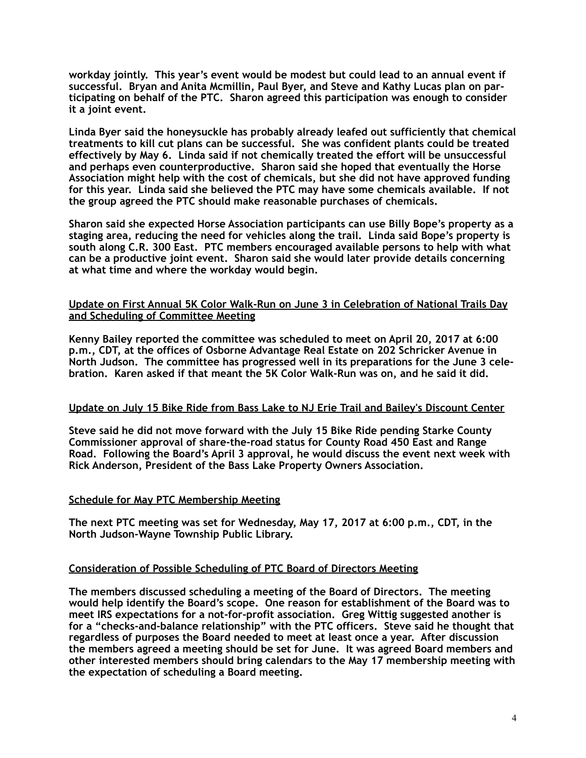workday jointly. This year's event would be modest but could lead to an annual event if successful. Bryan and Anita Mcmillin, Paul Byer, and Steve and Kathy Lucas plan on participating on behalf of the PTC. Sharon agreed this participation was enough to consider it a joint event.

Linda Byer said the honeysuckle has probably already leafed out sufficiently that chemical treatments to kill cut plans can be successful. She was confident plants could be treated effectively by May 6. Linda said if not chemically treated the effort will be unsuccessful and perhaps even counterproductive. Sharon said she hoped that eventually the Horse Association might help with the cost of chemicals, but she did not have approved funding for this year. Linda said she believed the PTC may have some chemicals available. If not the group agreed the PTC should make reasonable purchases of chemicals.

Sharon said she expected Horse Association participants can use Billy Bope's property as a staging area, reducing the need for vehicles along the trail. Linda said Bope's property is south along C.R. 300 East. PTC members encouraged available persons to help with what can be a productive joint event. Sharon said she would later provide details concerning at what time and where the workday would begin.

## Update on First Annual 5K Color Walk-Run on June 3 in Celebration of National Trails Day and Scheduling of Committee Meeting

Kenny Bailey reported the committee was scheduled to meet on April 20, 2017 at 6:00 p.m., CDT, at the offices of Osborne Advantage Real Estate on 202 Schricker Avenue in North Judson. The committee has progressed well in its preparations for the June 3 celebration. Karen asked if that meant the 5K Color Walk-Run was on, and he said it did.

## Update on July 15 Bike Ride from Bass Lake to NJ Erie Trail and Bailey's Discount Center

Steve said he did not move forward with the July 15 Bike Ride pending Starke County Commissioner approval of share-the-road status for County Road 450 East and Range Road. Following the Board's April 3 approval, he would discuss the event next week with Rick Anderson, President of the Bass Lake Property Owners Association.

## Schedule for May PTC Membership Meeting

The next PTC meeting was set for Wednesday, May 17, 2017 at 6:00 p.m., CDT, in the North Judson-Wayne Township Public Library.

## Consideration of Possible Scheduling of PTC Board of Directors Meeting

The members discussed scheduling a meeting of the Board of Directors. The meeting would help identify the Board's scope. One reason for establishment of the Board was to meet IRS expectations for a not-for-profit association. Greg Wittig suggested another is for a "checks-and-balance relationship" with the PTC officers. Steve said he thought that regardless of purposes the Board needed to meet at least once a year. After discussion the members agreed a meeting should be set for June. It was agreed Board members and other interested members should bring calendars to the May 17 membership meeting with the expectation of scheduling a Board meeting.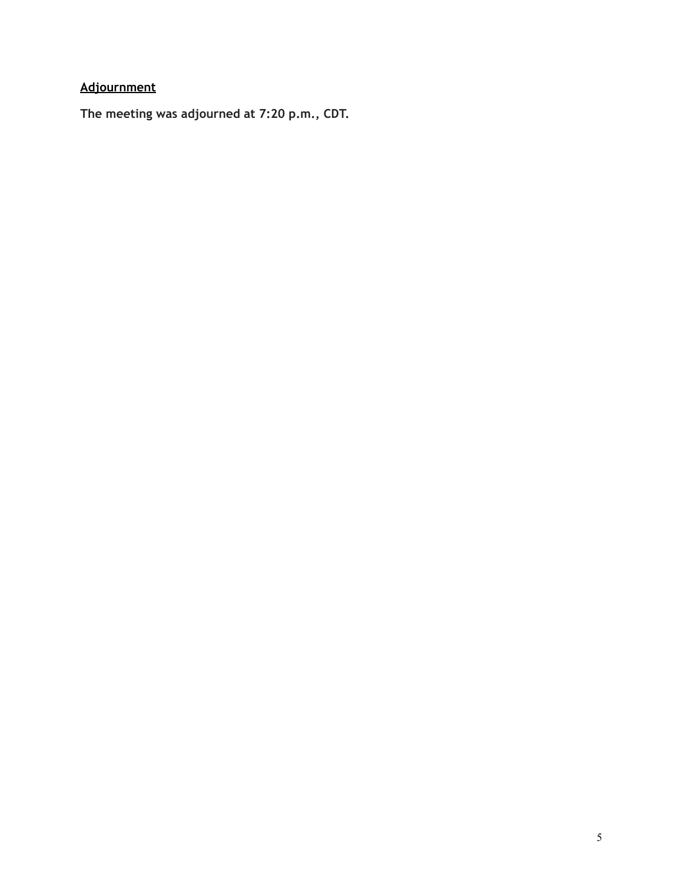**Adjournment**

**The meeting was adjourned at 7:20 p.m., CDT.**